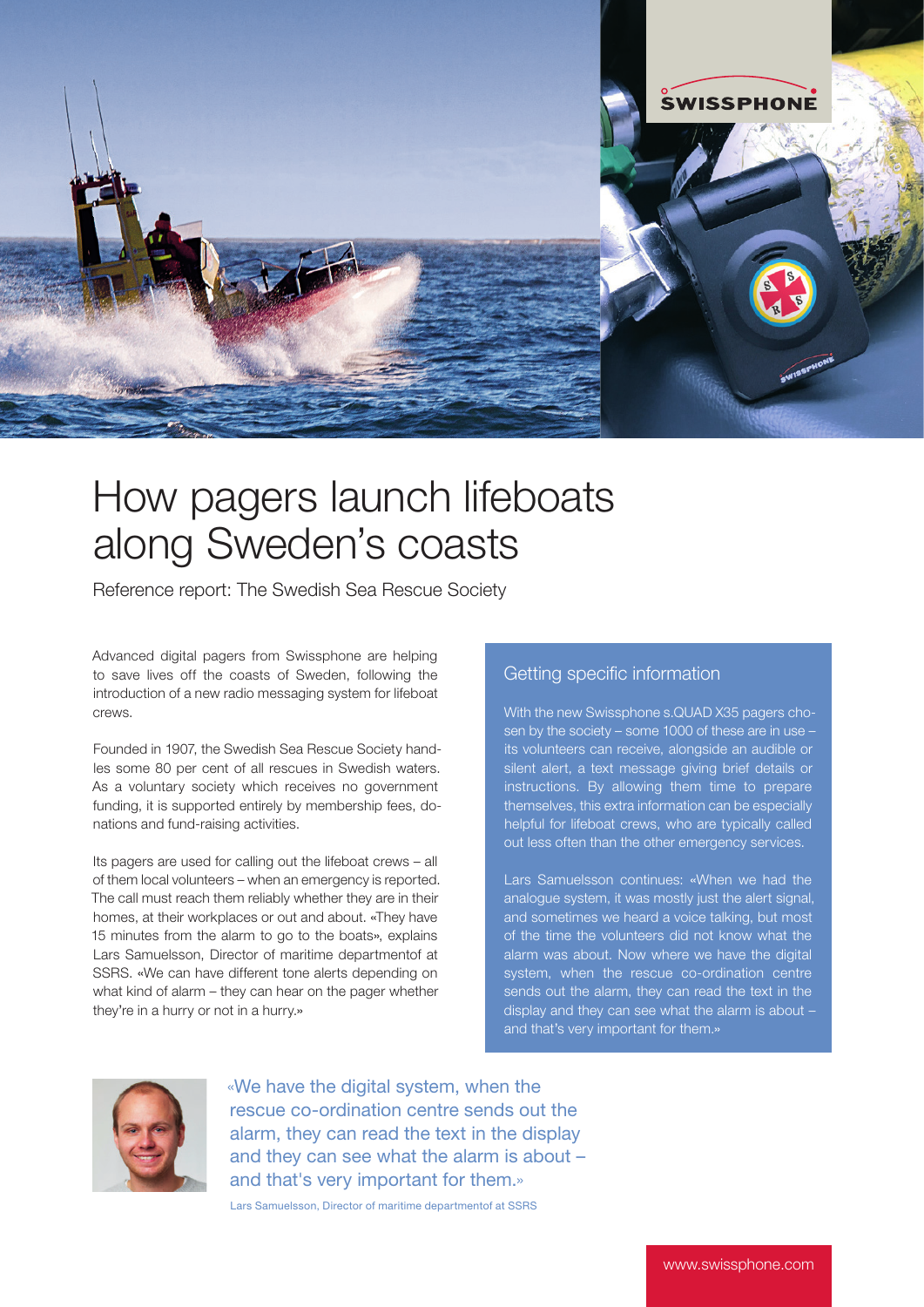# How pagers launch lifeboats along Sweden's coasts

Reference report: The Swedish Sea Rescue Society

Advanced digital pagers from Swissphone are helping to save lives off the coasts of Sweden, following the introduction of a new radio messaging system for lifeboat crews.

Founded in 1907, the Swedish Sea Rescue Society handles some 80 per cent of all rescues in Swedish waters. As a voluntary society which receives no government funding, it is supported entirely by membership fees, donations and fund-raising activities.

Its pagers are used for calling out the lifeboat crews – all of them local volunteers – when an emergency is reported. The call must reach them reliably whether they are in their homes, at their workplaces or out and about. «They have 15 minutes from the alarm to go to the boats», explains Lars Samuelsson, Director of maritime departmentof at SSRS. «We can have different tone alerts depending on what kind of alarm – they can hear on the pager whether they're in a hurry or not in a hurry.»

## Getting specific information

With the new Swissphone s.QUAD X35 pagers chosen by the society – some 1000 of these are in use – its volunteers can receive, alongside an audible or silent alert, a text message giving brief details or instructions. By allowing them time to prepare themselves, this extra information can be especially helpful for lifeboat crews, who are typically called out less often than the other emergency services.

Lars Samuelsson continues: «When we had the analogue system, it was mostly just the alert signal, and sometimes we heard a voice talking, but most of the time the volunteers did not know what the alarm was about. Now where we have the digital system, when the rescue co-ordination centre sends out the alarm, they can read the text in the display and they can see what the alarm is about – and that's very important for them.»

«We have the digital system, when the rescue co-ordination centre sends out the alarm, they can read the text in the display and they can see what the alarm is about – and that's very important for them.»

Lars Samuelsson, Director of maritime departmentof at SSRS

www.swissphone.com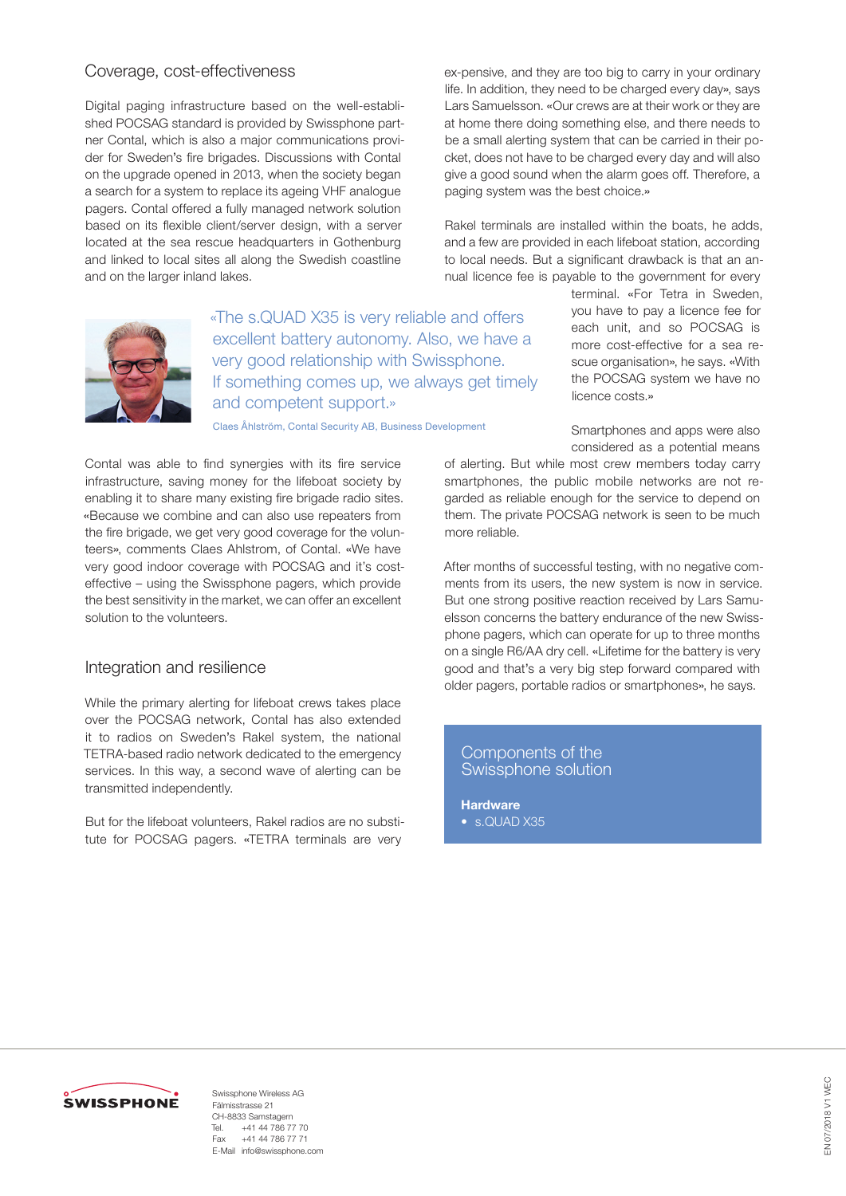## Coverage, cost-effectiveness

Digital paging infrastructure based on the well-established POCSAG standard is provided by Swissphone partner Contal, which is also a major communications provider for Sweden's fire brigades. Discussions with Contal on the upgrade opened in 2013, when the society began a search for a system to replace its ageing VHF analogue pagers. Contal offered a fully managed network solution based on its flexible client/server design, with a server located at the sea rescue headquarters in Gothenburg and linked to local sites all along the Swedish coastline and on the larger inland lakes.

> «The s.QUAD X35 is very reliable and offers excellent battery autonomy. Also, we have a very good relationship with Swissphone. If something comes up, we always get timely and competent support.»
>
> Claes Åhlström, Contal Security AB, Business Development

Contal was able to find synergies with its fire service infrastructure, saving money for the lifeboat society by enabling it to share many existing fire brigade radio sites. «Because we combine and can also use repeaters from the fire brigade, we get very good coverage for the volunteers», comments Claes Ahlstrom, of Contal. «We have very good indoor coverage with POCSAG and it's cost-effective – using the Swissphone pagers, which provide the best sensitivity in the market, we can offer an excellent solution to the volunteers.

## Integration and resilience

While the primary alerting for lifeboat crews takes place over the POCSAG network, Contal has also extended it to radios on Sweden's Rakel system, the national TETRA-based radio network dedicated to the emergency services. In this way, a second wave of alerting can be transmitted independently.

But for the lifeboat volunteers, Rakel radios are no substitute for POCSAG pagers. «TETRA terminals are very ex-pensive, and they are too big to carry in your ordinary life. In addition, they need to be charged every day», says Lars Samuelsson. «Our crews are at their work or they are at home there doing something else, and there needs to be a small alerting system that can be carried in their pocket, does not have to be charged every day and will also give a good sound when the alarm goes off. Therefore, a paging system was the best choice.»

Rakel terminals are installed within the boats, he adds, and a few are provided in each lifeboat station, according to local needs. But a significant drawback is that an annual licence fee is payable to the government for every terminal. «For Tetra in Sweden, you have to pay a licence fee for each unit, and so POCSAG is more cost-effective for a sea rescue organisation», he says. «With the POCSAG system we have no licence costs.»

Smartphones and apps were also considered as a potential means of alerting. But while most crew members today carry smartphones, the public mobile networks are not regarded as reliable enough for the service to depend on them. The private POCSAG network is seen to be much more reliable.

After months of successful testing, with no negative comments from its users, the new system is now in service. But one strong positive reaction received by Lars Samuelsson concerns the battery endurance of the new Swissphone pagers, which can operate for up to three months on a single R6/AA dry cell. «Lifetime for the battery is very good and that's a very big step forward compared with older pagers, portable radios or smartphones», he says.

### Components of the Swissphone solution

**Hardware**

- s.QUAD X35

SWISSPHONE

Swissphone Wireless AG
Fälmisstrasse 21
CH-8833 Samstagern
Tel. +41 44 786 77 70
Fax +41 44 786 77 71
E-Mail info@swissphone.com

EN 07/2018 V1 WEC